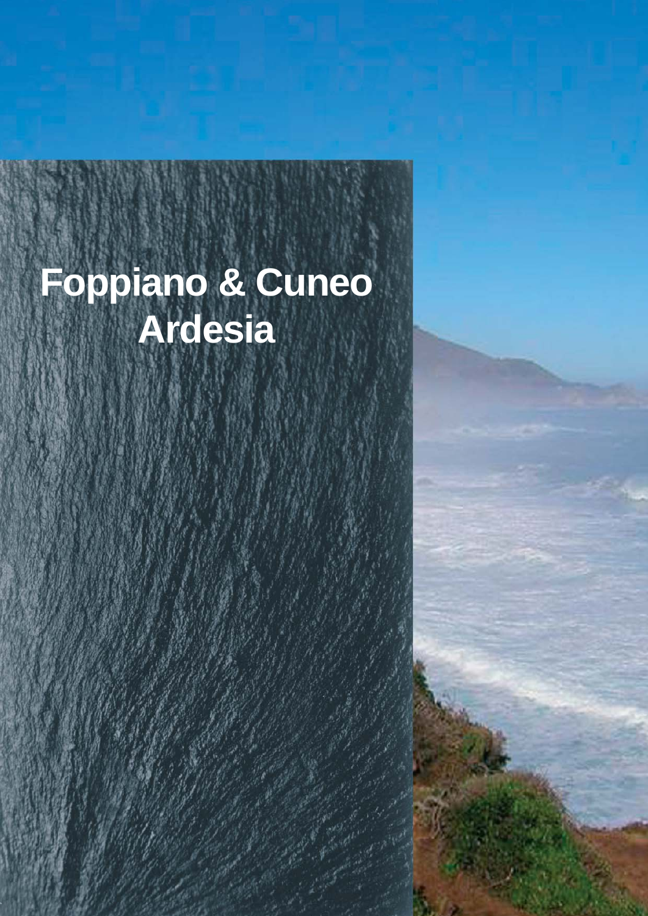# Foppiano & Cuneo Ardesia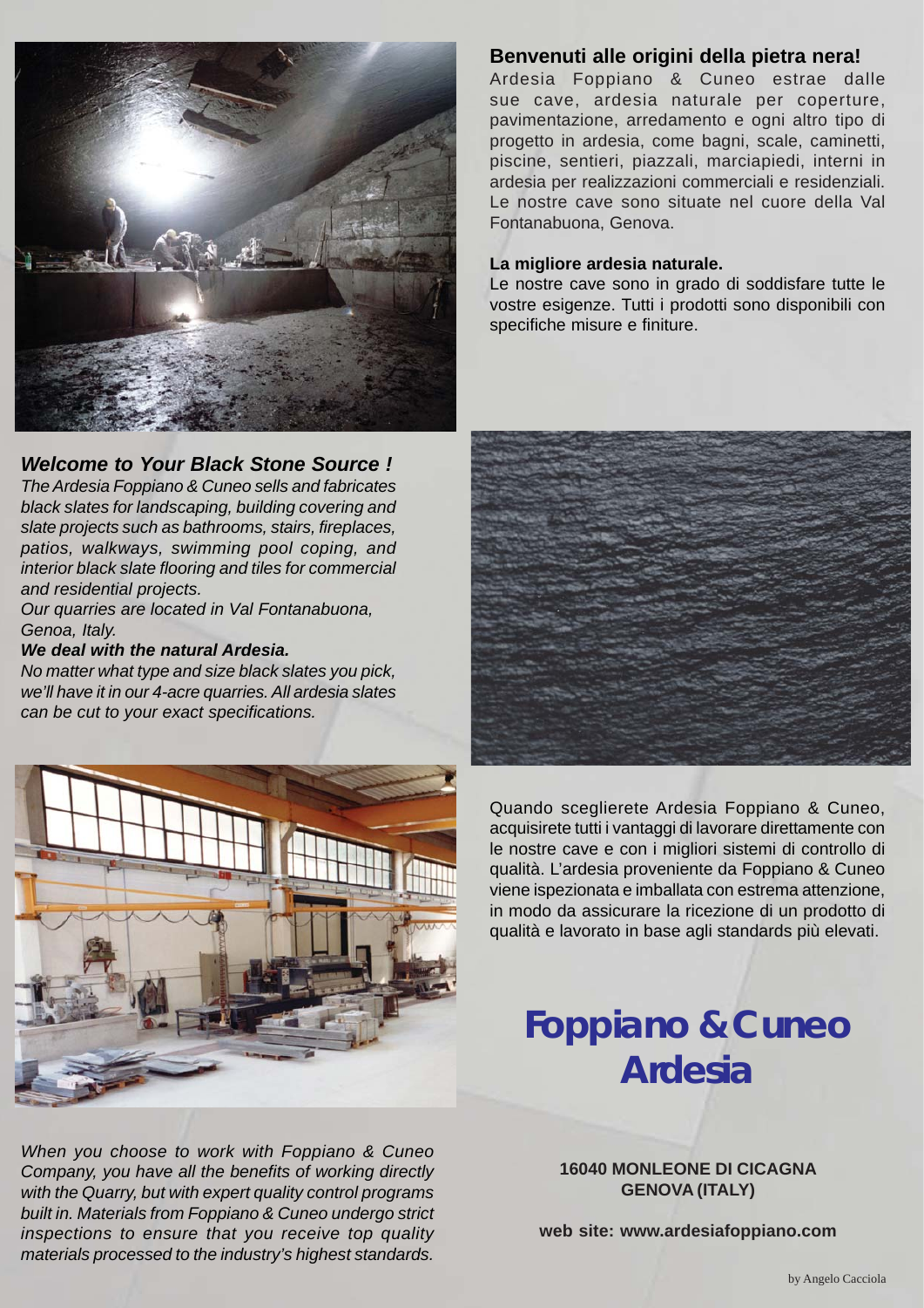## Benvenuti alle origini della pietra nera!

Ardesia Foppiano & Cuneo estrae dalle sue cave, ardesia naturale per coperture, pavimentazione, arredamento e ogni altro tipo di progetto in ardesia, come bagni, scale, caminetti, piscine, sentieri, piazzali, marciapiedi, interni in ardesia per realizzazioni commerciali e residenziali. Le nostre cave sono situate nel cuore della Val Fontanabuona, Genova.

**La migliore ardesia naturale.**

Le nostre cave sono in grado di soddisfare tutte le vostre esigenze. Tutti i prodotti sono disponibili con specifiche misure e finiture.

## *Welcome to Your Black Stone Source !*

*The Ardesia Foppiano & Cuneo sells and fabricates black slates for landscaping, building covering and slate projects such as bathrooms, stairs, fireplaces, patios, walkways, swimming pool coping, and interior black slate flooring and tiles for commercial and residential projects.*

*Our quarries are located in Val Fontanabuona, Genoa, Italy.*

***We deal with the natural Ardesia.***

*No matter what type and size black slates you pick, we'll have it in our 4-acre quarries. All ardesia slates can be cut to your exact specifications.*

Quando sceglierete Ardesia Foppiano & Cuneo, acquisirete tutti i vantaggi di lavorare direttamente con le nostre cave e con i migliori sistemi di controllo di qualità. L'ardesia proveniente da Foppiano & Cuneo viene ispezionata e imballata con estrema attenzione, in modo da assicurare la ricezione di un prodotto di qualità e lavorato in base agli standards più elevati.

*When you choose to work with Foppiano & Cuneo Company, you have all the benefits of working directly with the Quarry, but with expert quality control programs built in. Materials from Foppiano & Cuneo undergo strict inspections to ensure that you receive top quality materials processed to the industry's highest standards.*

# Foppiano & Cuneo Ardesia

**16040 MONLEONE DI CICAGNA**
**GENOVA (ITALY)**

**web site: www.ardesiafoppiano.com**

by Angelo Cacciola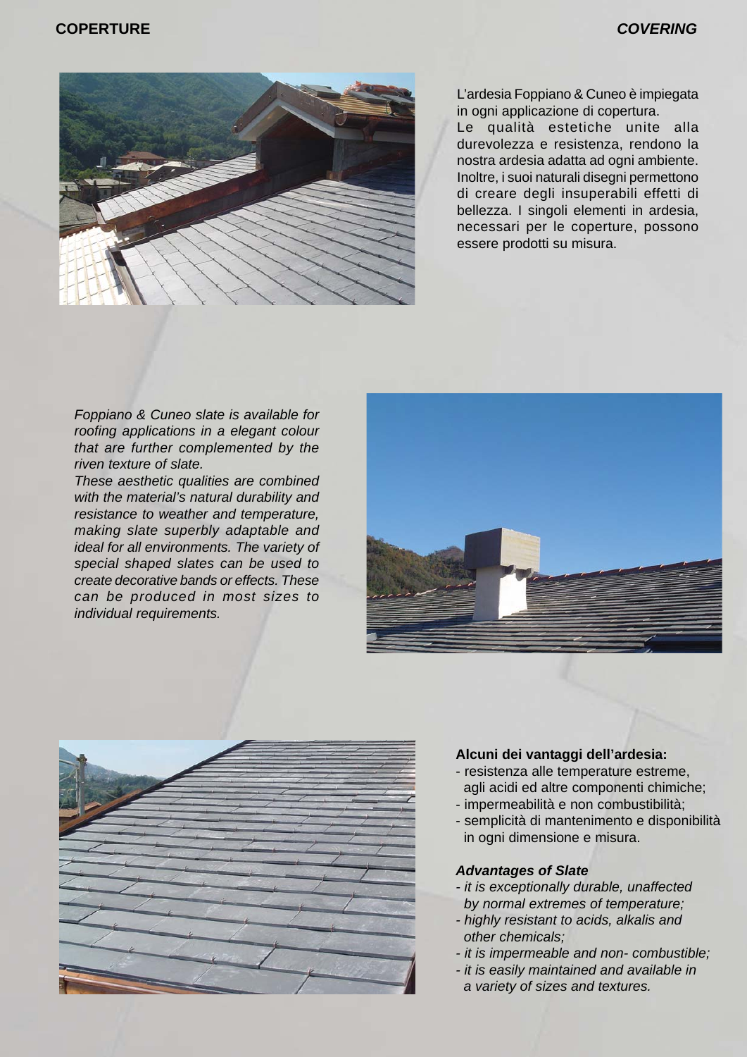# COPERTURE

# *COVERING*

L'ardesia Foppiano & Cuneo è impiegata in ogni applicazione di copertura.
Le qualità estetiche unite alla durevolezza e resistenza, rendono la nostra ardesia adatta ad ogni ambiente. Inoltre, i suoi naturali disegni permettono di creare degli insuperabili effetti di bellezza. I singoli elementi in ardesia, necessari per le coperture, possono essere prodotti su misura.

*Foppiano & Cuneo slate is available for roofing applications in a elegant colour that are further complemented by the riven texture of slate.*
*These aesthetic qualities are combined with the material's natural durability and resistance to weather and temperature, making slate superbly adaptable and ideal for all environments. The variety of special shaped slates can be used to create decorative bands or effects. These can be produced in most sizes to individual requirements.*

**Alcuni dei vantaggi dell'ardesia:**
- resistenza alle temperature estreme, agli acidi ed altre componenti chimiche;
- impermeabilità e non combustibilità;
- semplicità di mantenimento e disponibilità in ogni dimensione e misura.

***Advantages of Slate***
- *it is exceptionally durable, unaffected by normal extremes of temperature;*
- *highly resistant to acids, alkalis and other chemicals;*
- *it is impermeable and non- combustible;*
- *it is easily maintained and available in a variety of sizes and textures.*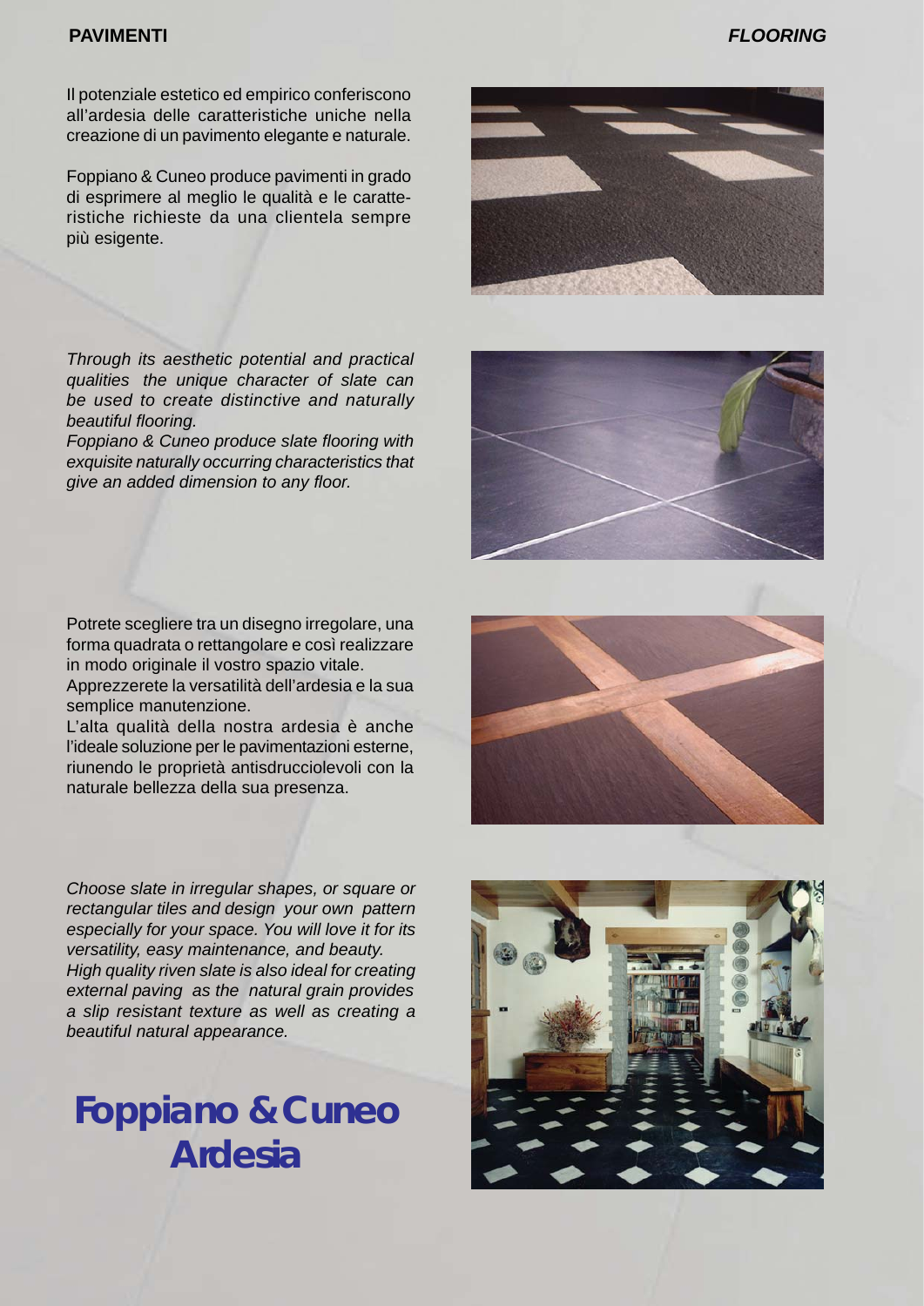## PAVIMENTI

## *FLOORING*

Il potenziale estetico ed empirico conferiscono all'ardesia delle caratteristiche uniche nella creazione di un pavimento elegante e naturale.

Foppiano & Cuneo produce pavimenti in grado di esprimere al meglio le qualità e le caratteristiche richieste da una clientela sempre più esigente.

*Through its aesthetic potential and practical qualities the unique character of slate can be used to create distinctive and naturally beautiful flooring.*
*Foppiano & Cuneo produce slate flooring with exquisite naturally occurring characteristics that give an added dimension to any floor.*

Potrete scegliere tra un disegno irregolare, una forma quadrata o rettangolare e così realizzare in modo originale il vostro spazio vitale.
Apprezzerete la versatilità dell'ardesia e la sua semplice manutenzione.
L'alta qualità della nostra ardesia è anche l'ideale soluzione per le pavimentazioni esterne, riunendo le proprietà antisdrucciolevoli con la naturale bellezza della sua presenza.

*Choose slate in irregular shapes, or square or rectangular tiles and design your own pattern especially for your space. You will love it for its versatility, easy maintenance, and beauty.*
*High quality riven slate is also ideal for creating external paving as the natural grain provides a slip resistant texture as well as creating a beautiful natural appearance.*

# Foppiano & Cuneo Ardesia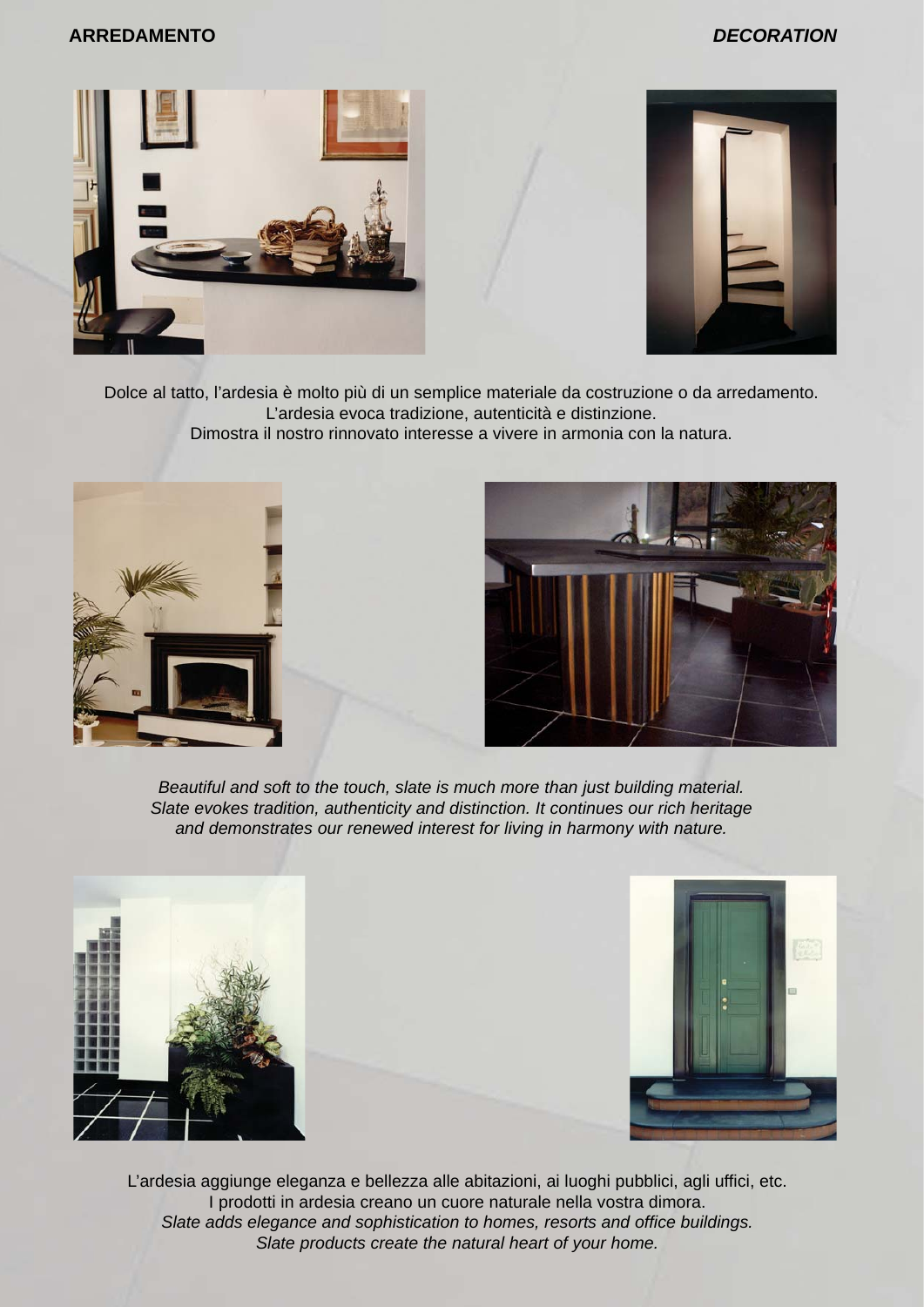**ARREDAMENTO** *DECORATION*

Dolce al tatto, l'ardesia è molto più di un semplice materiale da costruzione o da arredamento.
L'ardesia evoca tradizione, autenticità e distinzione.
Dimostra il nostro rinnovato interesse a vivere in armonia con la natura.

*Beautiful and soft to the touch, slate is much more than just building material.*
*Slate evokes tradition, authenticity and distinction. It continues our rich heritage*
*and demonstrates our renewed interest for living in harmony with nature.*

L'ardesia aggiunge eleganza e bellezza alle abitazioni, ai luoghi pubblici, agli uffici, etc.
I prodotti in ardesia creano un cuore naturale nella vostra dimora.
*Slate adds elegance and sophistication to homes, resorts and office buildings.*
*Slate products create the natural heart of your home.*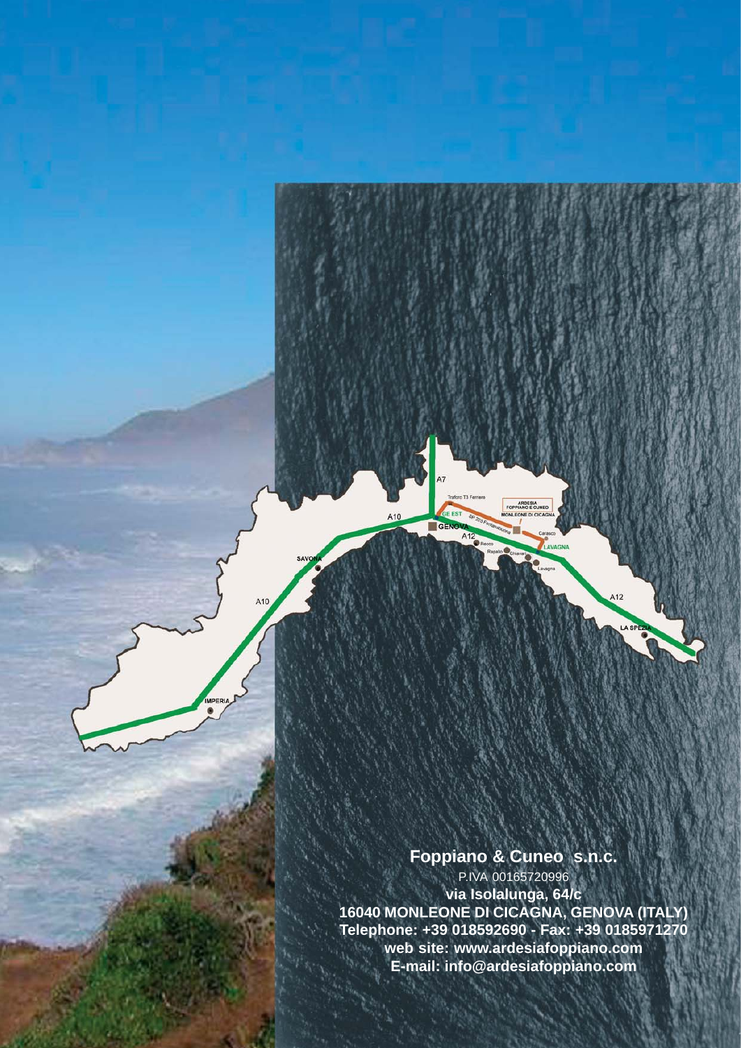**Foppiano & Cuneo s.n.c.**

P.IVA 00165720996

**via Isolalunga, 64/c**

**16040 MONLEONE DI CICAGNA, GENOVA (ITALY)**

**Telephone: +39 018592690 - Fax: +39 0185971270**

**web site: www.ardesiafoppiano.com**

**E-mail: info@ardesiafoppiano.com**